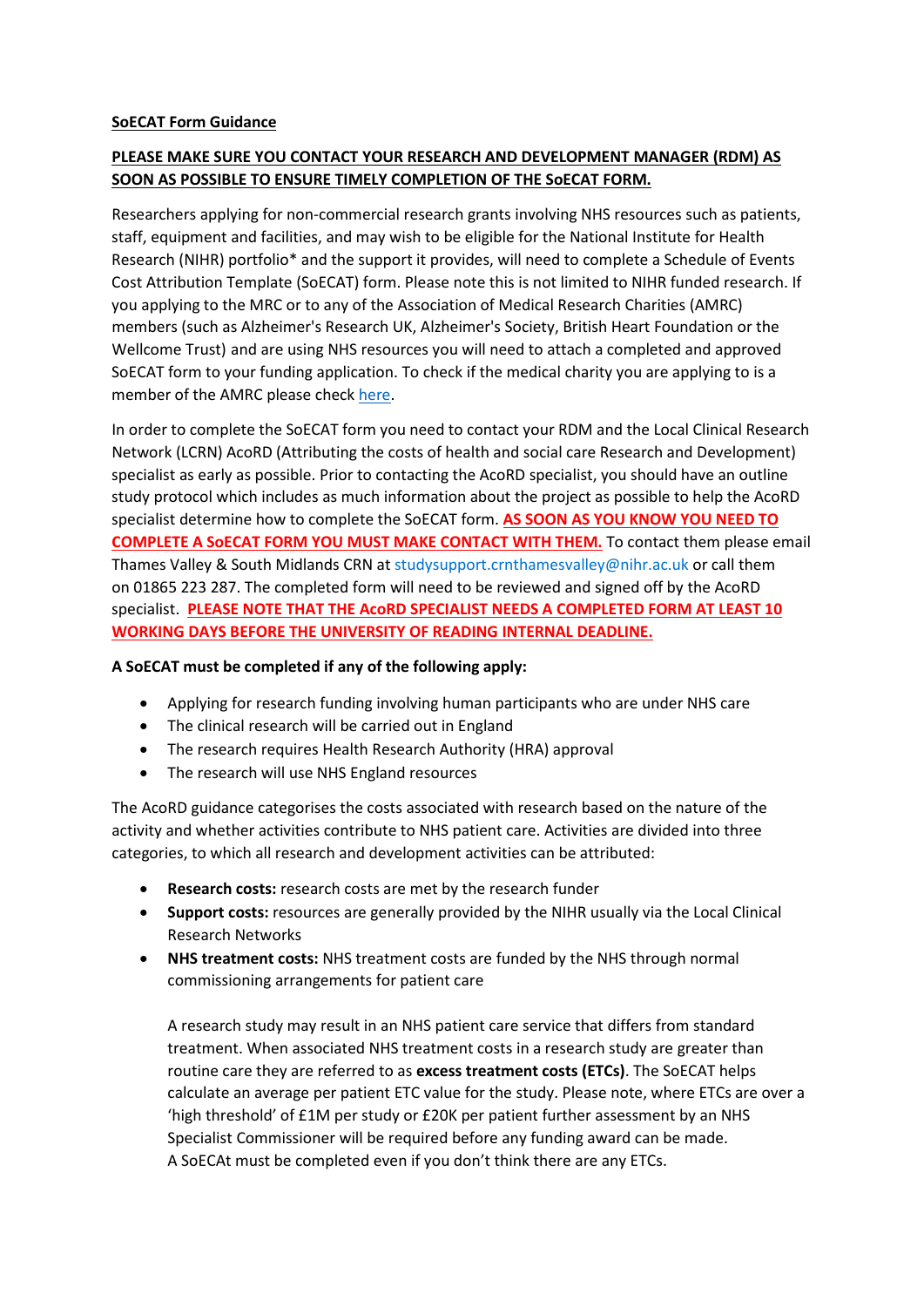**SoECAT Form Guidance**

**PLEASE MAKE SURE YOU CONTACT YOUR RESEARCH AND DEVELOPMENT MANAGER (RDM) AS SOON AS POSSIBLE TO ENSURE TIMELY COMPLETION OF THE SoECAT FORM.**

Researchers applying for non-commercial research grants involving NHS resources such as patients, staff, equipment and facilities, and may wish to be eligible for the National Institute for Health Research (NIHR) portfolio* and the support it provides, will need to complete a Schedule of Events Cost Attribution Template (SoECAT) form. Please note this is not limited to NIHR funded research. If you applying to the MRC or to any of the Association of Medical Research Charities (AMRC) members (such as Alzheimer's Research UK, Alzheimer's Society, British Heart Foundation or the Wellcome Trust) and are using NHS resources you will need to attach a completed and approved SoECAT form to your funding application. To check if the medical charity you are applying to is a member of the AMRC please check [here](#).

In order to complete the SoECAT form you need to contact your RDM and the Local Clinical Research Network (LCRN) AcoRD (Attributing the costs of health and social care Research and Development) specialist as early as possible. Prior to contacting the AcoRD specialist, you should have an outline study protocol which includes as much information about the project as possible to help the AcoRD specialist determine how to complete the SoECAT form. **AS SOON AS YOU KNOW YOU NEED TO COMPLETE A SoECAT FORM YOU MUST MAKE CONTACT WITH THEM.** To contact them please email Thames Valley & South Midlands CRN at studysupport.crnthamesvalley@nihr.ac.uk or call them on 01865 223 287. The completed form will need to be reviewed and signed off by the AcoRD specialist. **PLEASE NOTE THAT THE AcoRD SPECIALIST NEEDS A COMPLETED FORM AT LEAST 10 WORKING DAYS BEFORE THE UNIVERSITY OF READING INTERNAL DEADLINE.**

**A SoECAT must be completed if any of the following apply:**

- Applying for research funding involving human participants who are under NHS care
- The clinical research will be carried out in England
- The research requires Health Research Authority (HRA) approval
- The research will use NHS England resources

The AcoRD guidance categorises the costs associated with research based on the nature of the activity and whether activities contribute to NHS patient care. Activities are divided into three categories, to which all research and development activities can be attributed:

- **Research costs:** research costs are met by the research funder
- **Support costs:** resources are generally provided by the NIHR usually via the Local Clinical Research Networks
- **NHS treatment costs:** NHS treatment costs are funded by the NHS through normal commissioning arrangements for patient care

  A research study may result in an NHS patient care service that differs from standard treatment. When associated NHS treatment costs in a research study are greater than routine care they are referred to as **excess treatment costs (ETCs)**. The SoECAT helps calculate an average per patient ETC value for the study. Please note, where ETCs are over a 'high threshold' of £1M per study or £20K per patient further assessment by an NHS Specialist Commissioner will be required before any funding award can be made.
  A SoECAt must be completed even if you don't think there are any ETCs.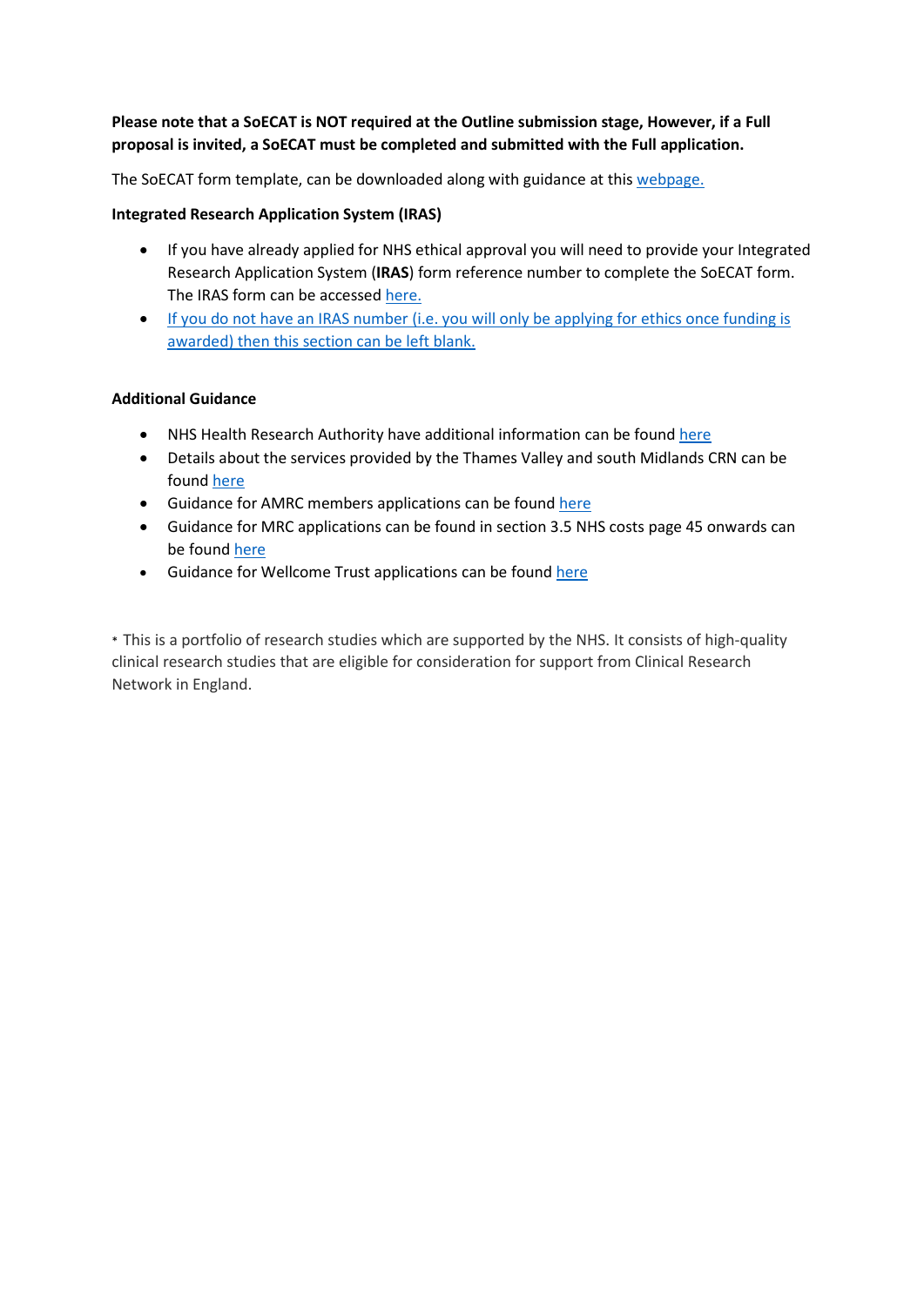**Please note that a SoECAT is NOT required at the Outline submission stage, However, if a Full proposal is invited, a SoECAT must be completed and submitted with the Full application.**

The SoECAT form template, can be downloaded along with guidance at this webpage.

**Integrated Research Application System (IRAS)**

- If you have already applied for NHS ethical approval you will need to provide your Integrated Research Application System (**IRAS**) form reference number to complete the SoECAT form. The IRAS form can be accessed here.
- If you do not have an IRAS number (i.e. you will only be applying for ethics once funding is awarded) then this section can be left blank.

**Additional Guidance**

- NHS Health Research Authority have additional information can be found here
- Details about the services provided by the Thames Valley and south Midlands CRN can be found here
- Guidance for AMRC members applications can be found here
- Guidance for MRC applications can be found in section 3.5 NHS costs page 45 onwards can be found here
- Guidance for Wellcome Trust applications can be found here

* This is a portfolio of research studies which are supported by the NHS. It consists of high-quality clinical research studies that are eligible for consideration for support from Clinical Research Network in England.